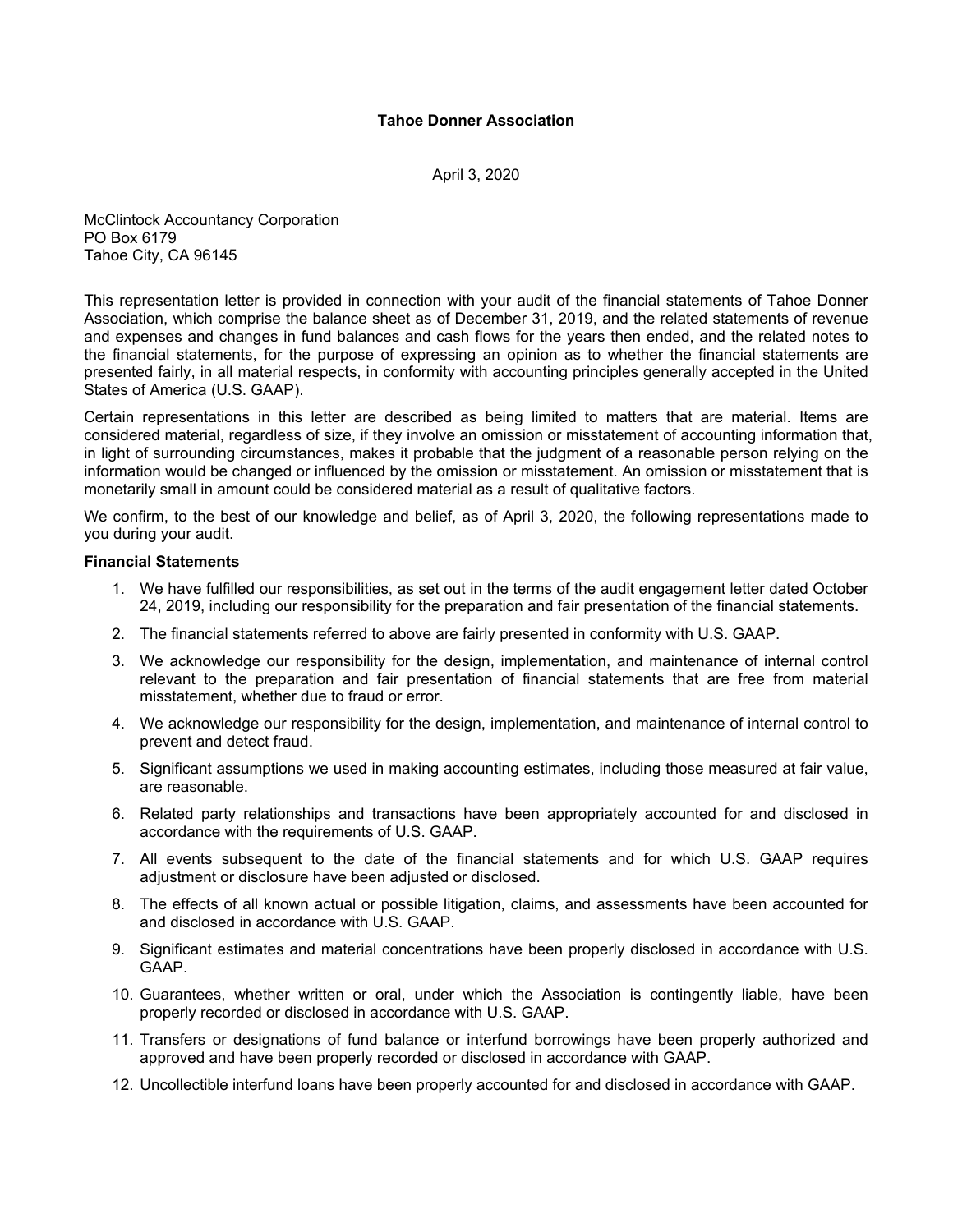**Tahoe Donner Association**

April 3, 2020

McClintock Accountancy Corporation
PO Box 6179
Tahoe City, CA 96145

This representation letter is provided in connection with your audit of the financial statements of Tahoe Donner Association, which comprise the balance sheet as of December 31, 2019, and the related statements of revenue and expenses and changes in fund balances and cash flows for the years then ended, and the related notes to the financial statements, for the purpose of expressing an opinion as to whether the financial statements are presented fairly, in all material respects, in conformity with accounting principles generally accepted in the United States of America (U.S. GAAP).

Certain representations in this letter are described as being limited to matters that are material. Items are considered material, regardless of size, if they involve an omission or misstatement of accounting information that, in light of surrounding circumstances, makes it probable that the judgment of a reasonable person relying on the information would be changed or influenced by the omission or misstatement. An omission or misstatement that is monetarily small in amount could be considered material as a result of qualitative factors.

We confirm, to the best of our knowledge and belief, as of April 3, 2020, the following representations made to you during your audit.

**Financial Statements**

1. We have fulfilled our responsibilities, as set out in the terms of the audit engagement letter dated October 24, 2019, including our responsibility for the preparation and fair presentation of the financial statements.
2. The financial statements referred to above are fairly presented in conformity with U.S. GAAP.
3. We acknowledge our responsibility for the design, implementation, and maintenance of internal control relevant to the preparation and fair presentation of financial statements that are free from material misstatement, whether due to fraud or error.
4. We acknowledge our responsibility for the design, implementation, and maintenance of internal control to prevent and detect fraud.
5. Significant assumptions we used in making accounting estimates, including those measured at fair value, are reasonable.
6. Related party relationships and transactions have been appropriately accounted for and disclosed in accordance with the requirements of U.S. GAAP.
7. All events subsequent to the date of the financial statements and for which U.S. GAAP requires adjustment or disclosure have been adjusted or disclosed.
8. The effects of all known actual or possible litigation, claims, and assessments have been accounted for and disclosed in accordance with U.S. GAAP.
9. Significant estimates and material concentrations have been properly disclosed in accordance with U.S. GAAP.
10. Guarantees, whether written or oral, under which the Association is contingently liable, have been properly recorded or disclosed in accordance with U.S. GAAP.
11. Transfers or designations of fund balance or interfund borrowings have been properly authorized and approved and have been properly recorded or disclosed in accordance with GAAP.
12. Uncollectible interfund loans have been properly accounted for and disclosed in accordance with GAAP.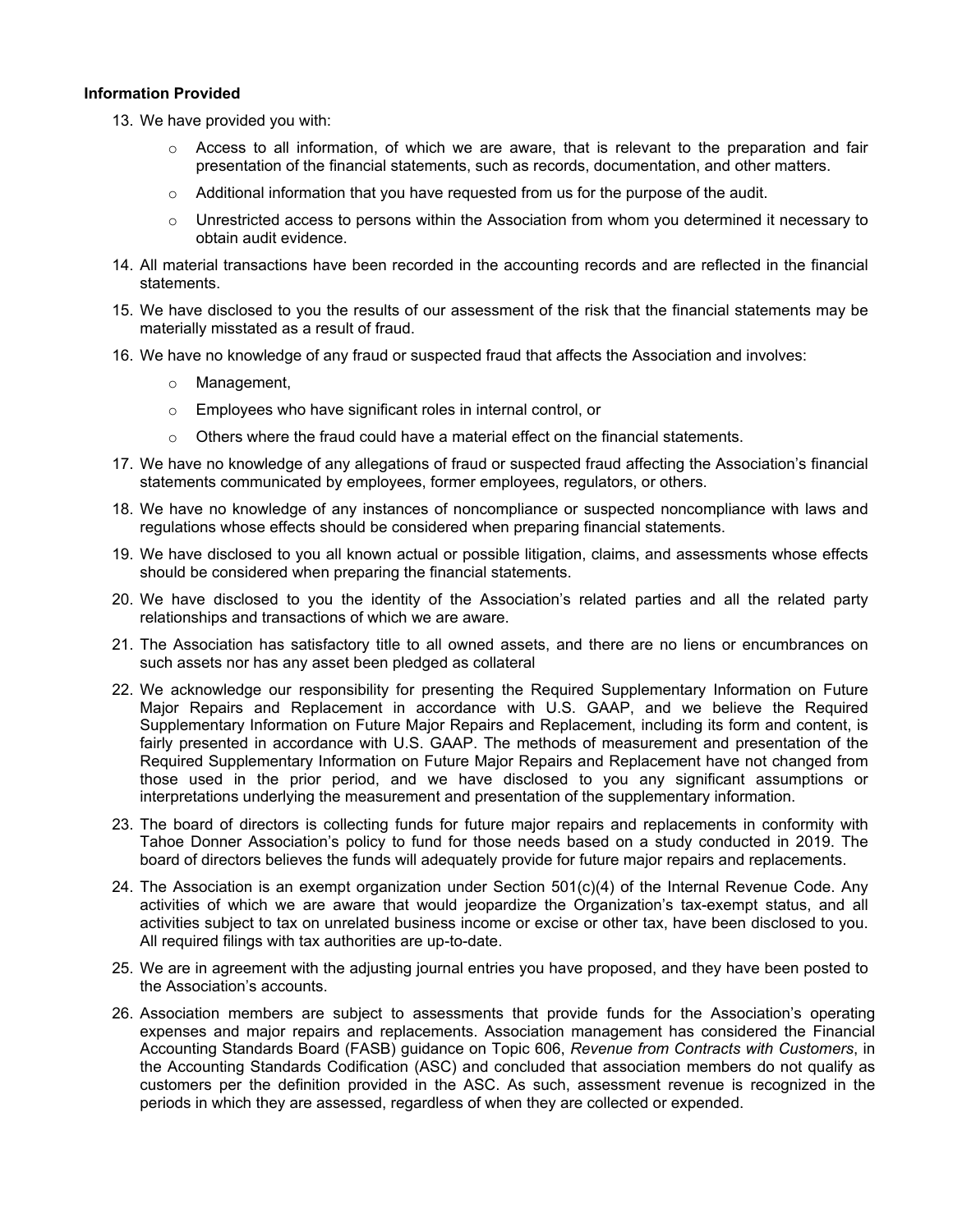**Information Provided**

13. We have provided you with:
    - Access to all information, of which we are aware, that is relevant to the preparation and fair presentation of the financial statements, such as records, documentation, and other matters.
    - Additional information that you have requested from us for the purpose of the audit.
    - Unrestricted access to persons within the Association from whom you determined it necessary to obtain audit evidence.
14. All material transactions have been recorded in the accounting records and are reflected in the financial statements.
15. We have disclosed to you the results of our assessment of the risk that the financial statements may be materially misstated as a result of fraud.
16. We have no knowledge of any fraud or suspected fraud that affects the Association and involves:
    - Management,
    - Employees who have significant roles in internal control, or
    - Others where the fraud could have a material effect on the financial statements.
17. We have no knowledge of any allegations of fraud or suspected fraud affecting the Association's financial statements communicated by employees, former employees, regulators, or others.
18. We have no knowledge of any instances of noncompliance or suspected noncompliance with laws and regulations whose effects should be considered when preparing financial statements.
19. We have disclosed to you all known actual or possible litigation, claims, and assessments whose effects should be considered when preparing the financial statements.
20. We have disclosed to you the identity of the Association's related parties and all the related party relationships and transactions of which we are aware.
21. The Association has satisfactory title to all owned assets, and there are no liens or encumbrances on such assets nor has any asset been pledged as collateral
22. We acknowledge our responsibility for presenting the Required Supplementary Information on Future Major Repairs and Replacement in accordance with U.S. GAAP, and we believe the Required Supplementary Information on Future Major Repairs and Replacement, including its form and content, is fairly presented in accordance with U.S. GAAP. The methods of measurement and presentation of the Required Supplementary Information on Future Major Repairs and Replacement have not changed from those used in the prior period, and we have disclosed to you any significant assumptions or interpretations underlying the measurement and presentation of the supplementary information.
23. The board of directors is collecting funds for future major repairs and replacements in conformity with Tahoe Donner Association's policy to fund for those needs based on a study conducted in 2019. The board of directors believes the funds will adequately provide for future major repairs and replacements.
24. The Association is an exempt organization under Section 501(c)(4) of the Internal Revenue Code. Any activities of which we are aware that would jeopardize the Organization's tax-exempt status, and all activities subject to tax on unrelated business income or excise or other tax, have been disclosed to you. All required filings with tax authorities are up-to-date.
25. We are in agreement with the adjusting journal entries you have proposed, and they have been posted to the Association's accounts.
26. Association members are subject to assessments that provide funds for the Association's operating expenses and major repairs and replacements. Association management has considered the Financial Accounting Standards Board (FASB) guidance on Topic 606, *Revenue from Contracts with Customers*, in the Accounting Standards Codification (ASC) and concluded that association members do not qualify as customers per the definition provided in the ASC. As such, assessment revenue is recognized in the periods in which they are assessed, regardless of when they are collected or expended.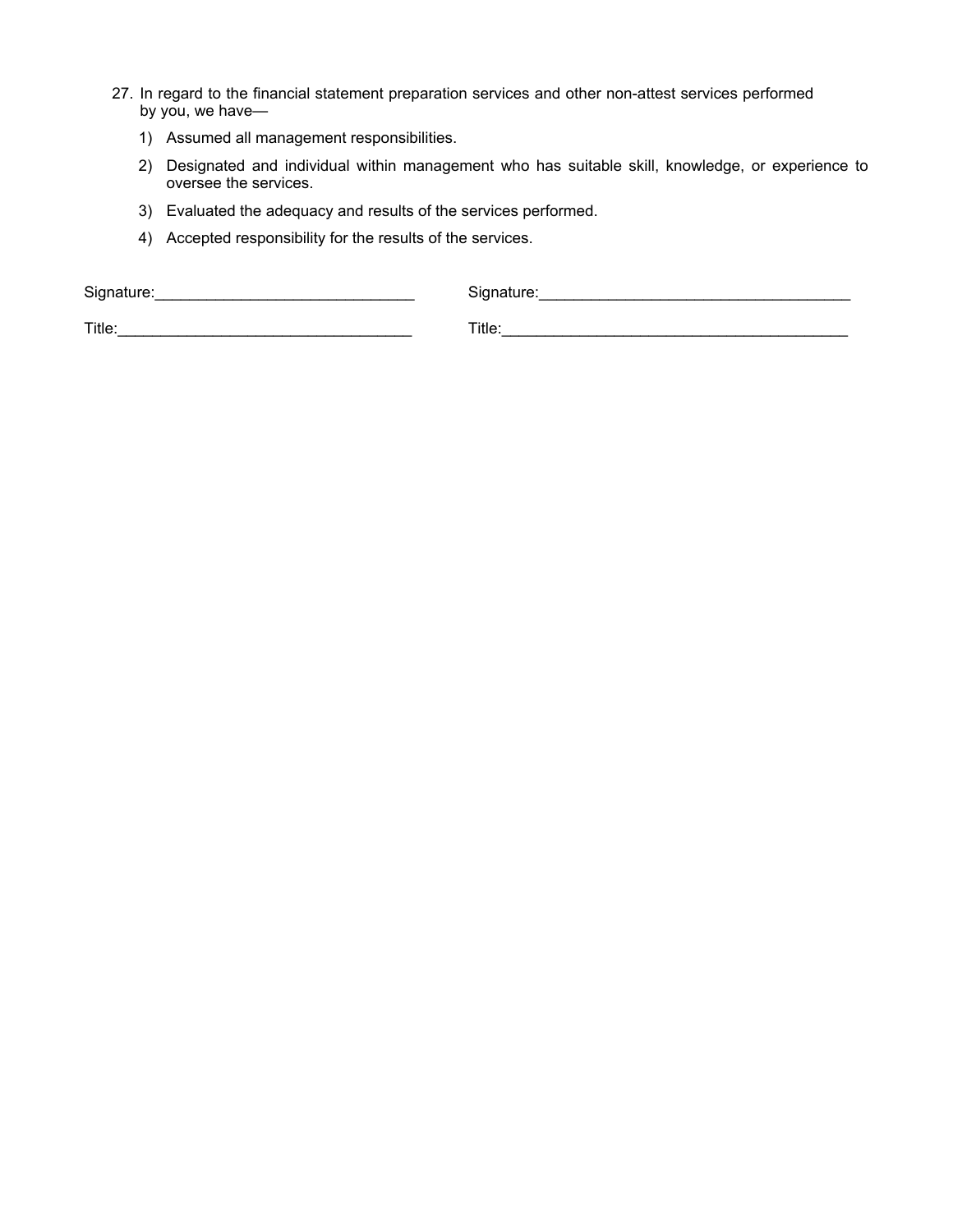27. In regard to the financial statement preparation services and other non-attest services performed by you, we have—

    1) Assumed all management responsibilities.

    2) Designated and individual within management who has suitable skill, knowledge, or experience to oversee the services.

    3) Evaluated the adequacy and results of the services performed.

    4) Accepted responsibility for the results of the services.

Signature:______________________________ Signature:____________________________________

Title:__________________________________ Title:________________________________________